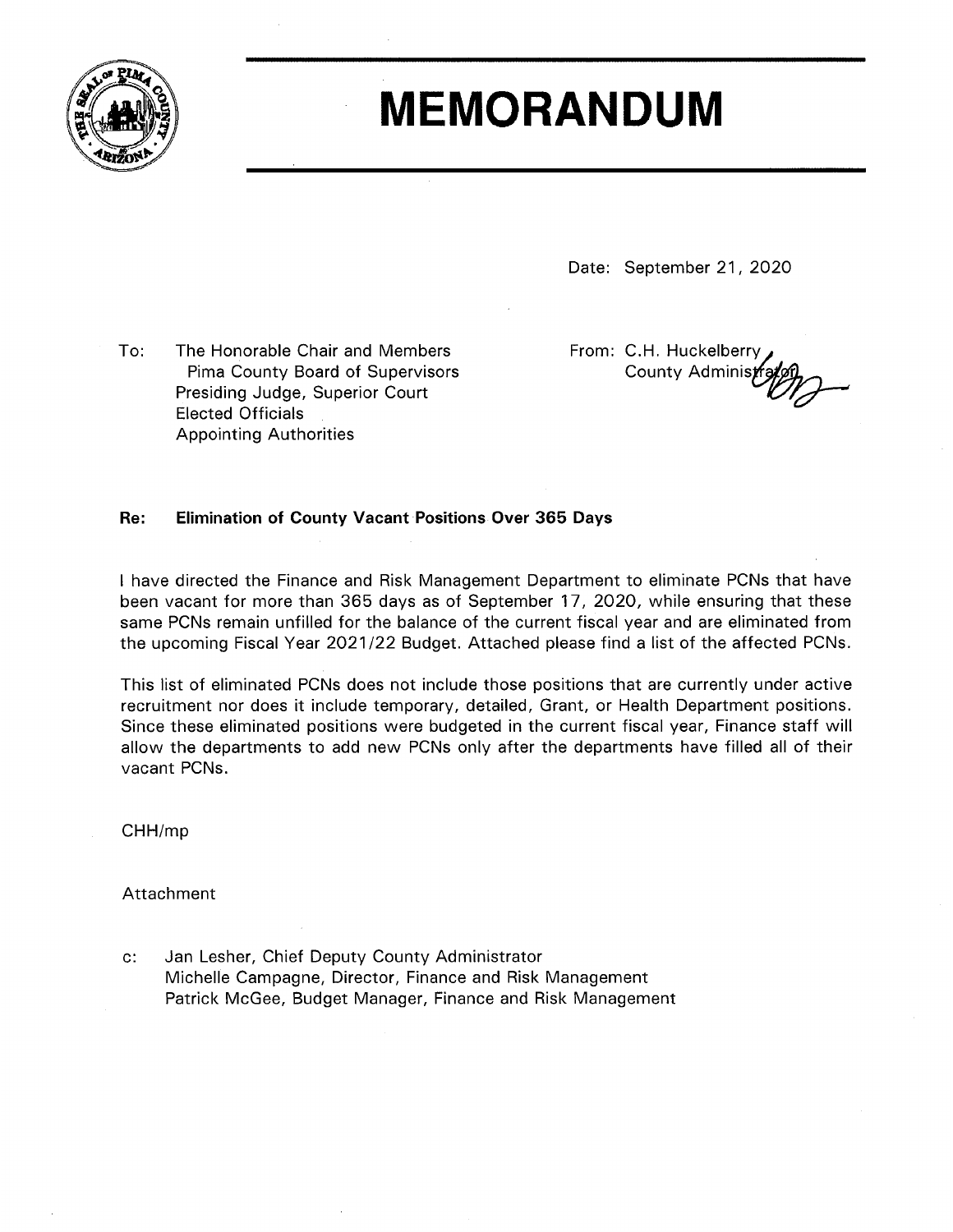# MEMORANDUM

Date: September 21, 2020

To: The Honorable Chair and Members
Pima County Board of Supervisors
Presiding Judge, Superior Court
Elected Officials
Appointing Authorities

From: C.H. Huckelberry
County Administrator

**Re: Elimination of County Vacant Positions Over 365 Days**

I have directed the Finance and Risk Management Department to eliminate PCNs that have been vacant for more than 365 days as of September 17, 2020, while ensuring that these same PCNs remain unfilled for the balance of the current fiscal year and are eliminated from the upcoming Fiscal Year 2021/22 Budget. Attached please find a list of the affected PCNs.

This list of eliminated PCNs does not include those positions that are currently under active recruitment nor does it include temporary, detailed, Grant, or Health Department positions. Since these eliminated positions were budgeted in the current fiscal year, Finance staff will allow the departments to add new PCNs only after the departments have filled all of their vacant PCNs.

CHH/mp

Attachment

c: Jan Lesher, Chief Deputy County Administrator
Michelle Campagne, Director, Finance and Risk Management
Patrick McGee, Budget Manager, Finance and Risk Management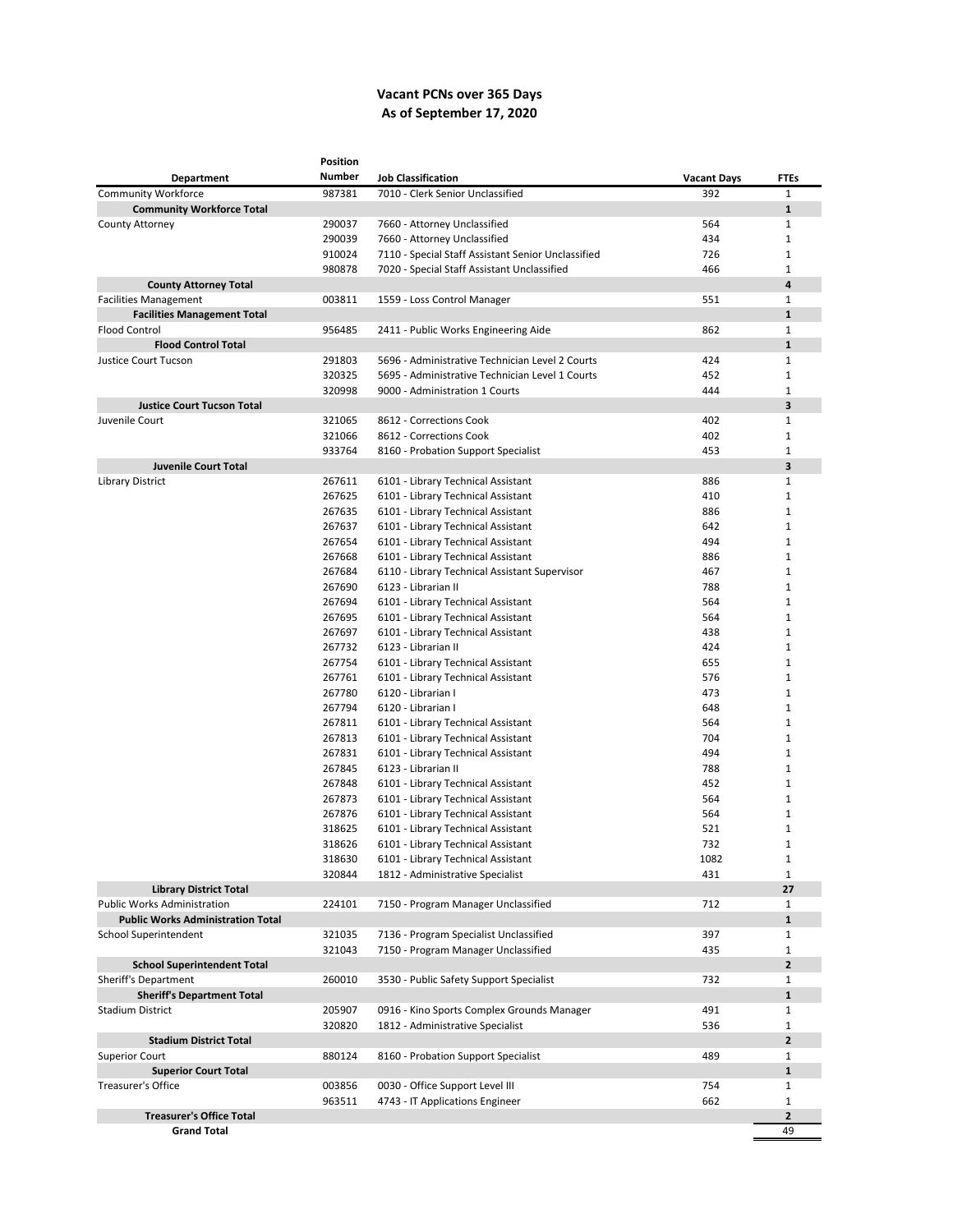# Vacant PCNs over 365 Days
## As of September 17, 2020

| Department | Position Number | Job Classification | Vacant Days | FTEs |
|---|---|---|---|---|
| Community Workforce | 987381 | 7010 - Clerk Senior Unclassified | 392 | 1 |
| **Community Workforce Total** | | | | **1** |
| County Attorney | 290037 | 7660 - Attorney Unclassified | 564 | 1 |
| | 290039 | 7660 - Attorney Unclassified | 434 | 1 |
| | 910024 | 7110 - Special Staff Assistant Senior Unclassified | 726 | 1 |
| | 980878 | 7020 - Special Staff Assistant Unclassified | 466 | 1 |
| **County Attorney Total** | | | | **4** |
| Facilities Management | 003811 | 1559 - Loss Control Manager | 551 | 1 |
| **Facilities Management Total** | | | | **1** |
| Flood Control | 956485 | 2411 - Public Works Engineering Aide | 862 | 1 |
| **Flood Control Total** | | | | **1** |
| Justice Court Tucson | 291803 | 5696 - Administrative Technician Level 2 Courts | 424 | 1 |
| | 320325 | 5695 - Administrative Technician Level 1 Courts | 452 | 1 |
| | 320998 | 9000 - Administration 1 Courts | 444 | 1 |
| **Justice Court Tucson Total** | | | | **3** |
| Juvenile Court | 321065 | 8612 - Corrections Cook | 402 | 1 |
| | 321066 | 8612 - Corrections Cook | 402 | 1 |
| | 933764 | 8160 - Probation Support Specialist | 453 | 1 |
| **Juvenile Court Total** | | | | **3** |
| Library District | 267611 | 6101 - Library Technical Assistant | 886 | 1 |
| | 267625 | 6101 - Library Technical Assistant | 410 | 1 |
| | 267635 | 6101 - Library Technical Assistant | 886 | 1 |
| | 267637 | 6101 - Library Technical Assistant | 642 | 1 |
| | 267654 | 6101 - Library Technical Assistant | 494 | 1 |
| | 267668 | 6101 - Library Technical Assistant | 886 | 1 |
| | 267684 | 6110 - Library Technical Assistant Supervisor | 467 | 1 |
| | 267690 | 6123 - Librarian II | 788 | 1 |
| | 267694 | 6101 - Library Technical Assistant | 564 | 1 |
| | 267695 | 6101 - Library Technical Assistant | 564 | 1 |
| | 267697 | 6101 - Library Technical Assistant | 438 | 1 |
| | 267732 | 6123 - Librarian II | 424 | 1 |
| | 267754 | 6101 - Library Technical Assistant | 655 | 1 |
| | 267761 | 6101 - Library Technical Assistant | 576 | 1 |
| | 267780 | 6120 - Librarian I | 473 | 1 |
| | 267794 | 6120 - Librarian I | 648 | 1 |
| | 267811 | 6101 - Library Technical Assistant | 564 | 1 |
| | 267813 | 6101 - Library Technical Assistant | 704 | 1 |
| | 267831 | 6101 - Library Technical Assistant | 494 | 1 |
| | 267845 | 6123 - Librarian II | 788 | 1 |
| | 267848 | 6101 - Library Technical Assistant | 452 | 1 |
| | 267873 | 6101 - Library Technical Assistant | 564 | 1 |
| | 267876 | 6101 - Library Technical Assistant | 564 | 1 |
| | 318625 | 6101 - Library Technical Assistant | 521 | 1 |
| | 318626 | 6101 - Library Technical Assistant | 732 | 1 |
| | 318630 | 6101 - Library Technical Assistant | 1082 | 1 |
| | 320844 | 1812 - Administrative Specialist | 431 | 1 |
| **Library District Total** | | | | **27** |
| Public Works Administration | 224101 | 7150 - Program Manager Unclassified | 712 | 1 |
| **Public Works Administration Total** | | | | **1** |
| School Superintendent | 321035 | 7136 - Program Specialist Unclassified | 397 | 1 |
| | 321043 | 7150 - Program Manager Unclassified | 435 | 1 |
| **School Superintendent Total** | | | | **2** |
| Sheriff's Department | 260010 | 3530 - Public Safety Support Specialist | 732 | 1 |
| **Sheriff's Department Total** | | | | **1** |
| Stadium District | 205907 | 0916 - Kino Sports Complex Grounds Manager | 491 | 1 |
| | 320820 | 1812 - Administrative Specialist | 536 | 1 |
| **Stadium District Total** | | | | **2** |
| Superior Court | 880124 | 8160 - Probation Support Specialist | 489 | 1 |
| **Superior Court Total** | | | | **1** |
| Treasurer's Office | 003856 | 0030 - Office Support Level III | 754 | 1 |
| | 963511 | 4743 - IT Applications Engineer | 662 | 1 |
| **Treasurer's Office Total** | | | | **2** |
| **Grand Total** | | | | 49 |